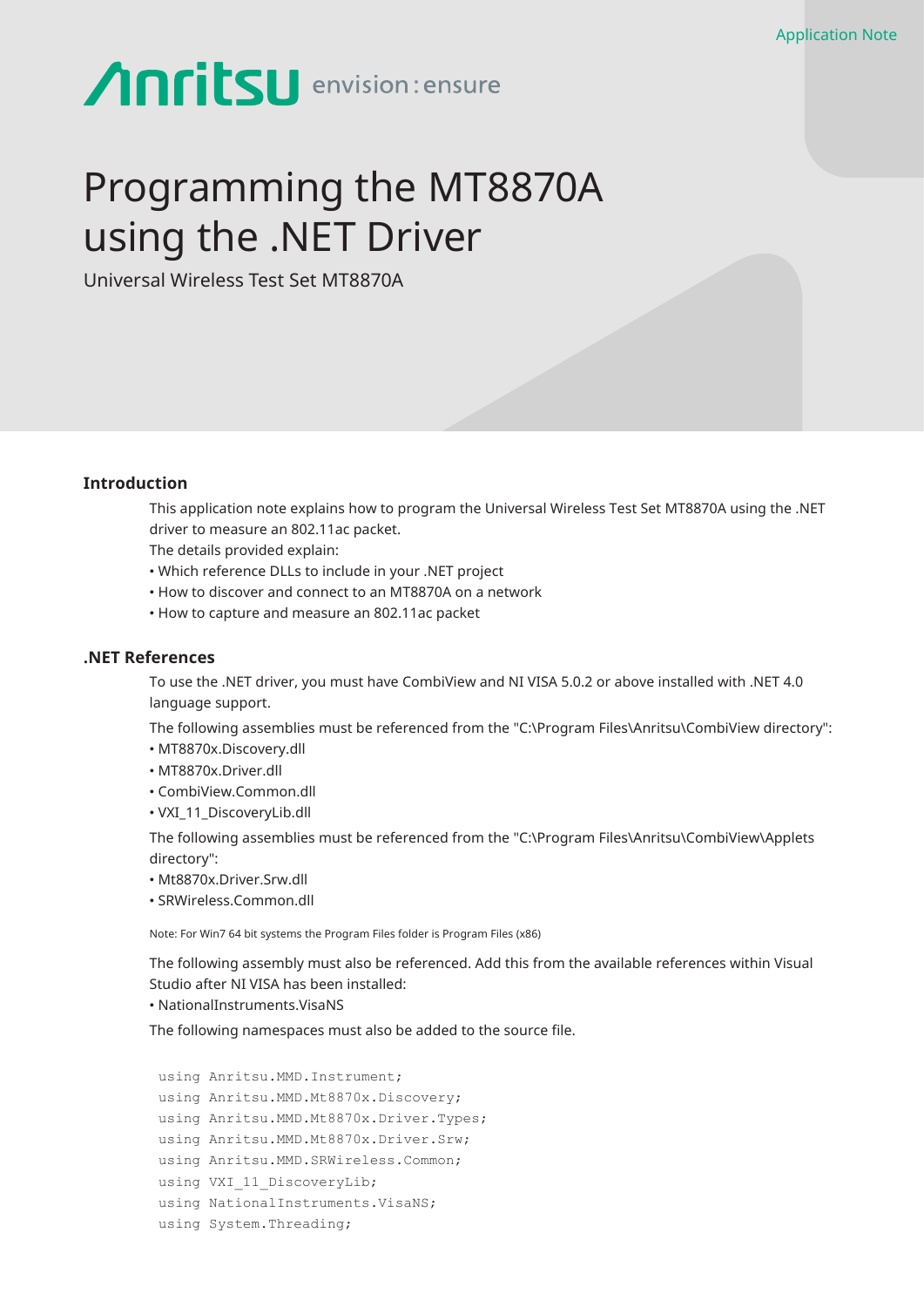Application Note

Anritsu envision : ensure

# Programming the MT8870A using the .NET Driver

Universal Wireless Test Set MT8870A

## Introduction

This application note explains how to program the Universal Wireless Test Set MT8870A using the .NET driver to measure an 802.11ac packet.

The details provided explain:

- Which reference DLLs to include in your .NET project
- How to discover and connect to an MT8870A on a network
- How to capture and measure an 802.11ac packet

## .NET References

To use the .NET driver, you must have CombiView and NI VISA 5.0.2 or above installed with .NET 4.0 language support.

The following assemblies must be referenced from the "C:\Program Files\Anritsu\CombiView directory":

- MT8870x.Discovery.dll
- MT8870x.Driver.dll
- CombiView.Common.dll
- VXI_11_DiscoveryLib.dll

The following assemblies must be referenced from the "C:\Program Files\Anritsu\CombiView\Applets directory":

- Mt8870x.Driver.Srw.dll
- SRWireless.Common.dll

Note: For Win7 64 bit systems the Program Files folder is Program Files (x86)

The following assembly must also be referenced. Add this from the available references within Visual Studio after NI VISA has been installed:

- NationalInstruments.VisaNS

The following namespaces must also be added to the source file.

```
using Anritsu.MMD.Instrument;
using Anritsu.MMD.Mt8870x.Discovery;
using Anritsu.MMD.Mt8870x.Driver.Types;
using Anritsu.MMD.Mt8870x.Driver.Srw;
using Anritsu.MMD.SRWireless.Common;
using VXI_11_DiscoveryLib;
using NationalInstruments.VisaNS;
using System.Threading;
```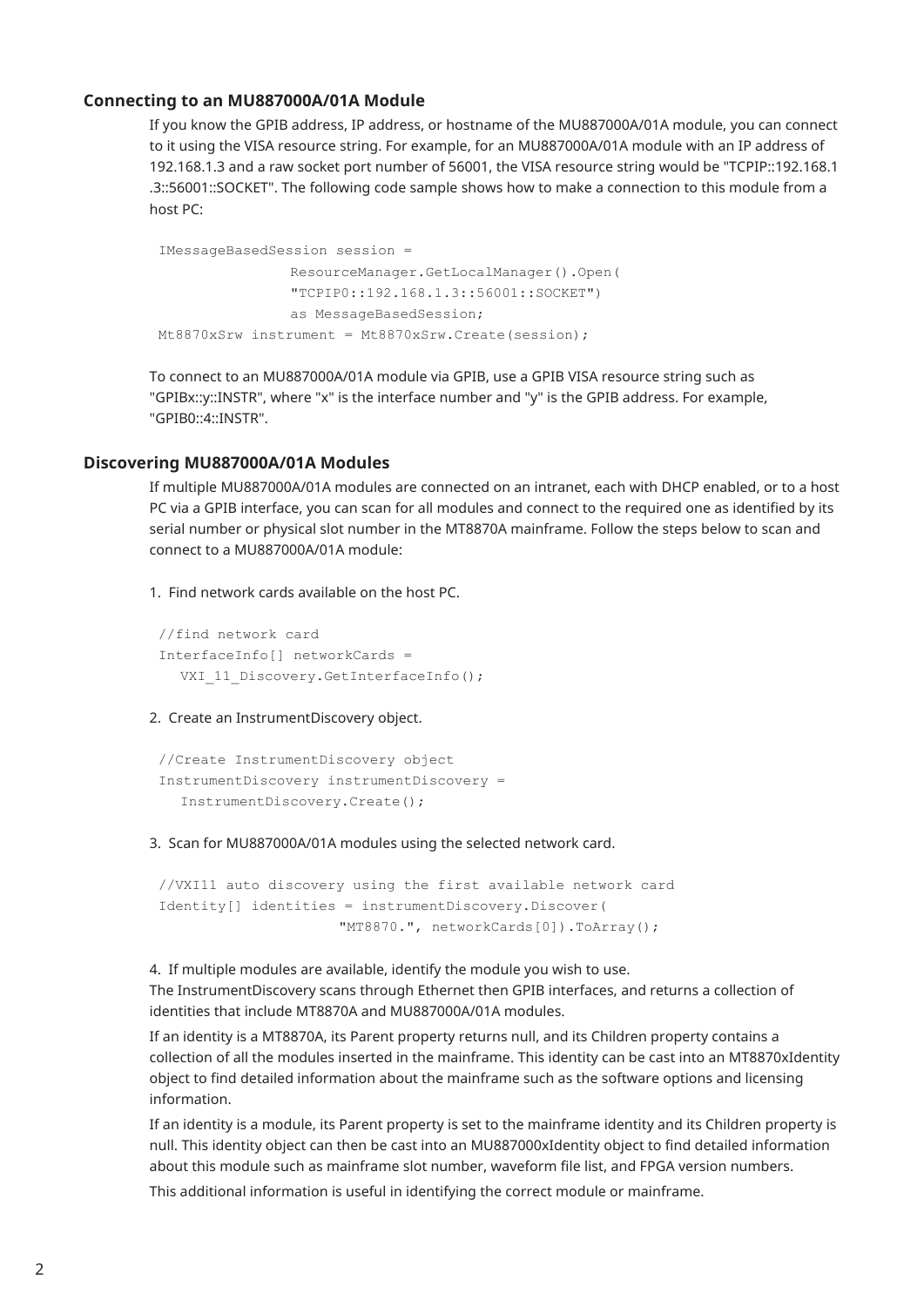### Connecting to an MU887000A/01A Module

If you know the GPIB address, IP address, or hostname of the MU887000A/01A module, you can connect to it using the VISA resource string. For example, for an MU887000A/01A module with an IP address of 192.168.1.3 and a raw socket port number of 56001, the VISA resource string would be "TCPIP::192.168.1.3::56001::SOCKET". The following code sample shows how to make a connection to this module from a host PC:

```
IMessageBasedSession session =
            ResourceManager.GetLocalManager().Open(
            "TCPIP0::192.168.1.3::56001::SOCKET")
            as MessageBasedSession;
Mt8870xSrw instrument = Mt8870xSrw.Create(session);
```

To connect to an MU887000A/01A module via GPIB, use a GPIB VISA resource string such as "GPIBx::y::INSTR", where "x" is the interface number and "y" is the GPIB address. For example, "GPIB0::4::INSTR".

### Discovering MU887000A/01A Modules

If multiple MU887000A/01A modules are connected on an intranet, each with DHCP enabled, or to a host PC via a GPIB interface, you can scan for all modules and connect to the required one as identified by its serial number or physical slot number in the MT8870A mainframe. Follow the steps below to scan and connect to a MU887000A/01A module:

1. Find network cards available on the host PC.

```
//find network card
InterfaceInfo[] networkCards =
  VXI_11_Discovery.GetInterfaceInfo();
```

2. Create an InstrumentDiscovery object.

```
//Create InstrumentDiscovery object
InstrumentDiscovery instrumentDiscovery =
  InstrumentDiscovery.Create();
```

3. Scan for MU887000A/01A modules using the selected network card.

```
//VXI11 auto discovery using the first available network card
Identity[] identities = instrumentDiscovery.Discover(
                "MT8870.", networkCards[0]).ToArray();
```

4. If multiple modules are available, identify the module you wish to use.

The InstrumentDiscovery scans through Ethernet then GPIB interfaces, and returns a collection of identities that include MT8870A and MU887000A/01A modules.

If an identity is a MT8870A, its Parent property returns null, and its Children property contains a collection of all the modules inserted in the mainframe. This identity can be cast into an MT8870xIdentity object to find detailed information about the mainframe such as the software options and licensing information.

If an identity is a module, its Parent property is set to the mainframe identity and its Children property is null. This identity object can then be cast into an MU887000xIdentity object to find detailed information about this module such as mainframe slot number, waveform file list, and FPGA version numbers.

This additional information is useful in identifying the correct module or mainframe.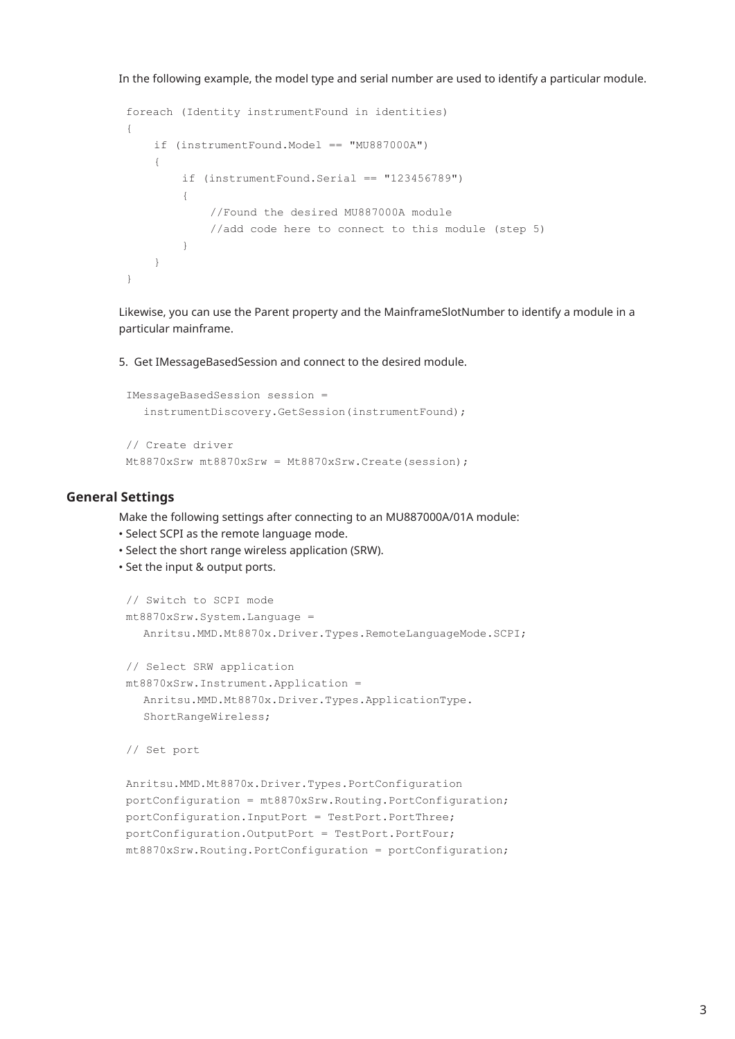In the following example, the model type and serial number are used to identify a particular module.

```
foreach (Identity instrumentFound in identities)
{
    if (instrumentFound.Model == "MU887000A")
    {
        if (instrumentFound.Serial == "123456789")
        {
            //Found the desired MU887000A module
            //add code here to connect to this module (step 5)
        }
    }
}
```

Likewise, you can use the Parent property and the MainframeSlotNumber to identify a module in a particular mainframe.

5. Get IMessageBasedSession and connect to the desired module.

```
IMessageBasedSession session =
   instrumentDiscovery.GetSession(instrumentFound);

// Create driver
Mt8870xSrw mt8870xSrw = Mt8870xSrw.Create(session);
```

## General Settings

Make the following settings after connecting to an MU887000A/01A module:

- Select SCPI as the remote language mode.
- Select the short range wireless application (SRW).
- Set the input & output ports.

```
// Switch to SCPI mode
mt8870xSrw.System.Language =
   Anritsu.MMD.Mt8870x.Driver.Types.RemoteLanguageMode.SCPI;

// Select SRW application
mt8870xSrw.Instrument.Application =
   Anritsu.MMD.Mt8870x.Driver.Types.ApplicationType.
   ShortRangeWireless;

// Set port

Anritsu.MMD.Mt8870x.Driver.Types.PortConfiguration
portConfiguration = mt8870xSrw.Routing.PortConfiguration;
portConfiguration.InputPort = TestPort.PortThree;
portConfiguration.OutputPort = TestPort.PortFour;
mt8870xSrw.Routing.PortConfiguration = portConfiguration;
```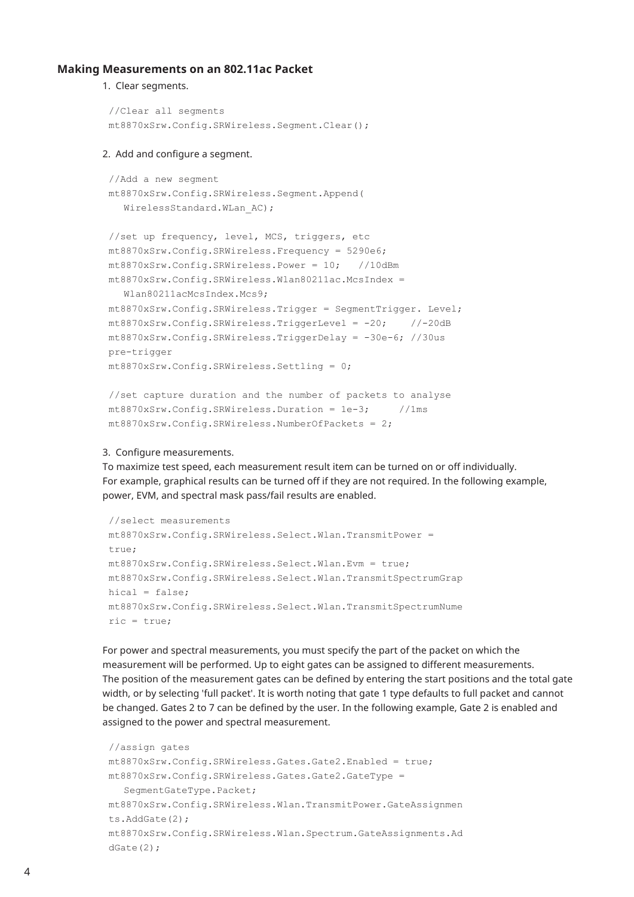### Making Measurements on an 802.11ac Packet

1. Clear segments.

```
//Clear all segments
mt8870xSrw.Config.SRWireless.Segment.Clear();
```

2. Add and configure a segment.

```
//Add a new segment
mt8870xSrw.Config.SRWireless.Segment.Append(
   WirelessStandard.WLan_AC);

//set up frequency, level, MCS, triggers, etc
mt8870xSrw.Config.SRWireless.Frequency = 5290e6;
mt8870xSrw.Config.SRWireless.Power = 10;   //10dBm
mt8870xSrw.Config.SRWireless.Wlan80211ac.McsIndex =
   Wlan80211acMcsIndex.Mcs9;
mt8870xSrw.Config.SRWireless.Trigger = SegmentTrigger. Level;
mt8870xSrw.Config.SRWireless.TriggerLevel = -20;    //-20dB
mt8870xSrw.Config.SRWireless.TriggerDelay = -30e-6; //30us
pre-trigger
mt8870xSrw.Config.SRWireless.Settling = 0;

//set capture duration and the number of packets to analyse
mt8870xSrw.Config.SRWireless.Duration = 1e-3;     //1ms
mt8870xSrw.Config.SRWireless.NumberOfPackets = 2;
```

3. Configure measurements.

To maximize test speed, each measurement result item can be turned on or off individually. For example, graphical results can be turned off if they are not required. In the following example, power, EVM, and spectral mask pass/fail results are enabled.

```
//select measurements
mt8870xSrw.Config.SRWireless.Select.Wlan.TransmitPower =
true;
mt8870xSrw.Config.SRWireless.Select.Wlan.Evm = true;
mt8870xSrw.Config.SRWireless.Select.Wlan.TransmitSpectrumGrap
hical = false;
mt8870xSrw.Config.SRWireless.Select.Wlan.TransmitSpectrumNume
ric = true;
```

For power and spectral measurements, you must specify the part of the packet on which the measurement will be performed. Up to eight gates can be assigned to different measurements. The position of the measurement gates can be defined by entering the start positions and the total gate width, or by selecting 'full packet'. It is worth noting that gate 1 type defaults to full packet and cannot be changed. Gates 2 to 7 can be defined by the user. In the following example, Gate 2 is enabled and assigned to the power and spectral measurement.

```
//assign gates
mt8870xSrw.Config.SRWireless.Gates.Gate2.Enabled = true;
mt8870xSrw.Config.SRWireless.Gates.Gate2.GateType =
   SegmentGateType.Packet;
mt8870xSrw.Config.SRWireless.Wlan.TransmitPower.GateAssignmen
ts.AddGate(2);
mt8870xSrw.Config.SRWireless.Wlan.Spectrum.GateAssignments.Ad
dGate(2);
```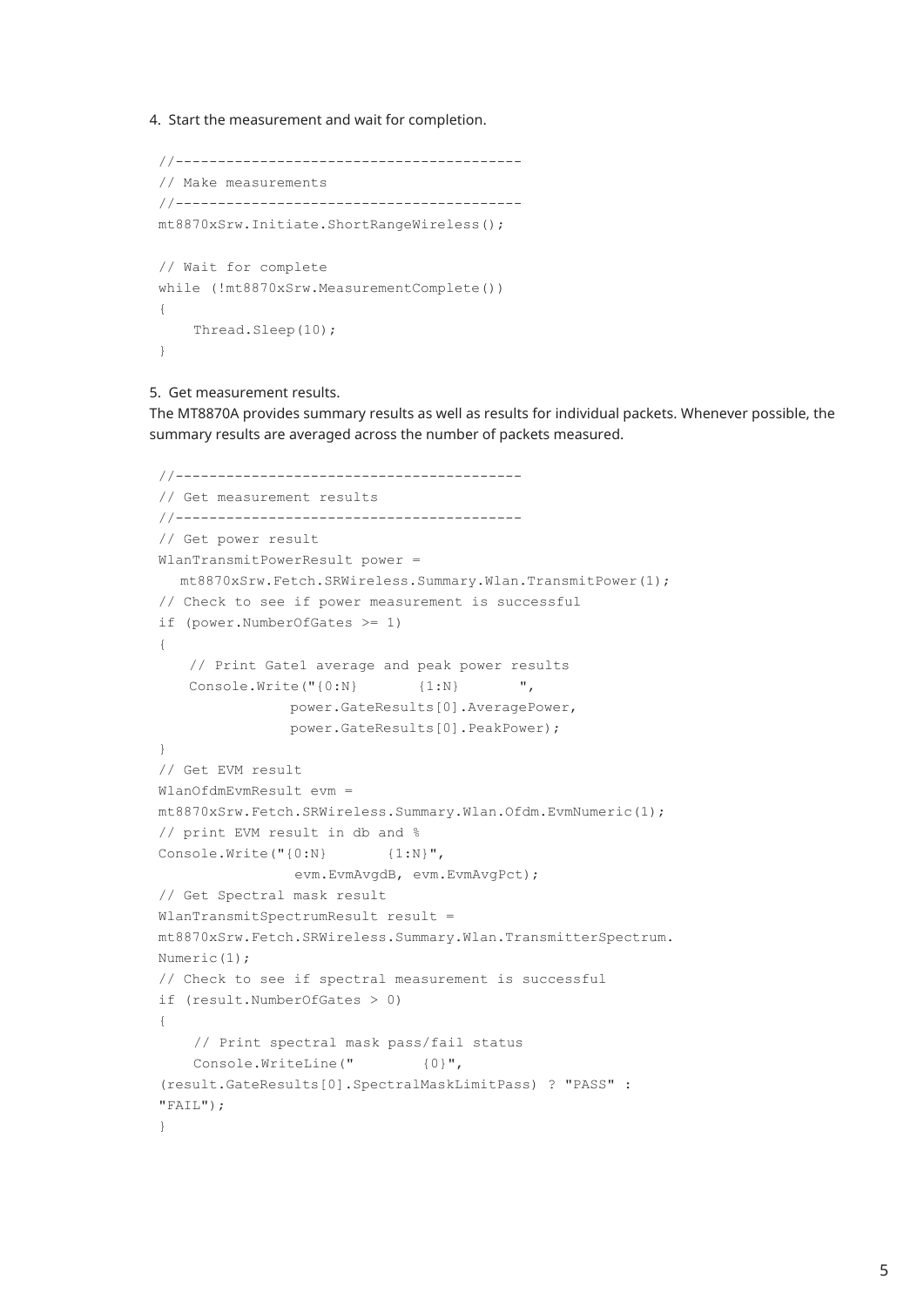4. Start the measurement and wait for completion.

```
//----------------------------------------
// Make measurements
//----------------------------------------
mt8870xSrw.Initiate.ShortRangeWireless();

// Wait for complete
while (!mt8870xSrw.MeasurementComplete())
{
    Thread.Sleep(10);
}
```

5. Get measurement results.
The MT8870A provides summary results as well as results for individual packets. Whenever possible, the summary results are averaged across the number of packets measured.

```
//----------------------------------------
// Get measurement results
//----------------------------------------
// Get power result
WlanTransmitPowerResult power =
   mt8870xSrw.Fetch.SRWireless.Summary.Wlan.TransmitPower(1);
// Check to see if power measurement is successful
if (power.NumberOfGates >= 1)
{
   // Print Gate1 average and peak power results
   Console.Write("{0:N}       {1:N}       ",
               power.GateResults[0].AveragePower,
               power.GateResults[0].PeakPower);
}
// Get EVM result
WlanOfdmEvmResult evm =
mt8870xSrw.Fetch.SRWireless.Summary.Wlan.Ofdm.EvmNumeric(1);
// print EVM result in db and %
Console.Write("{0:N}       {1:N}",
                evm.EvmAvgdB, evm.EvmAvgPct);
// Get Spectral mask result
WlanTransmitSpectrumResult result =
mt8870xSrw.Fetch.SRWireless.Summary.Wlan.TransmitterSpectrum.
Numeric(1);
// Check to see if spectral measurement is successful
if (result.NumberOfGates > 0)
{
    // Print spectral mask pass/fail status
    Console.WriteLine("        {0}",
(result.GateResults[0].SpectralMaskLimitPass) ? "PASS" :
"FAIL");
}
```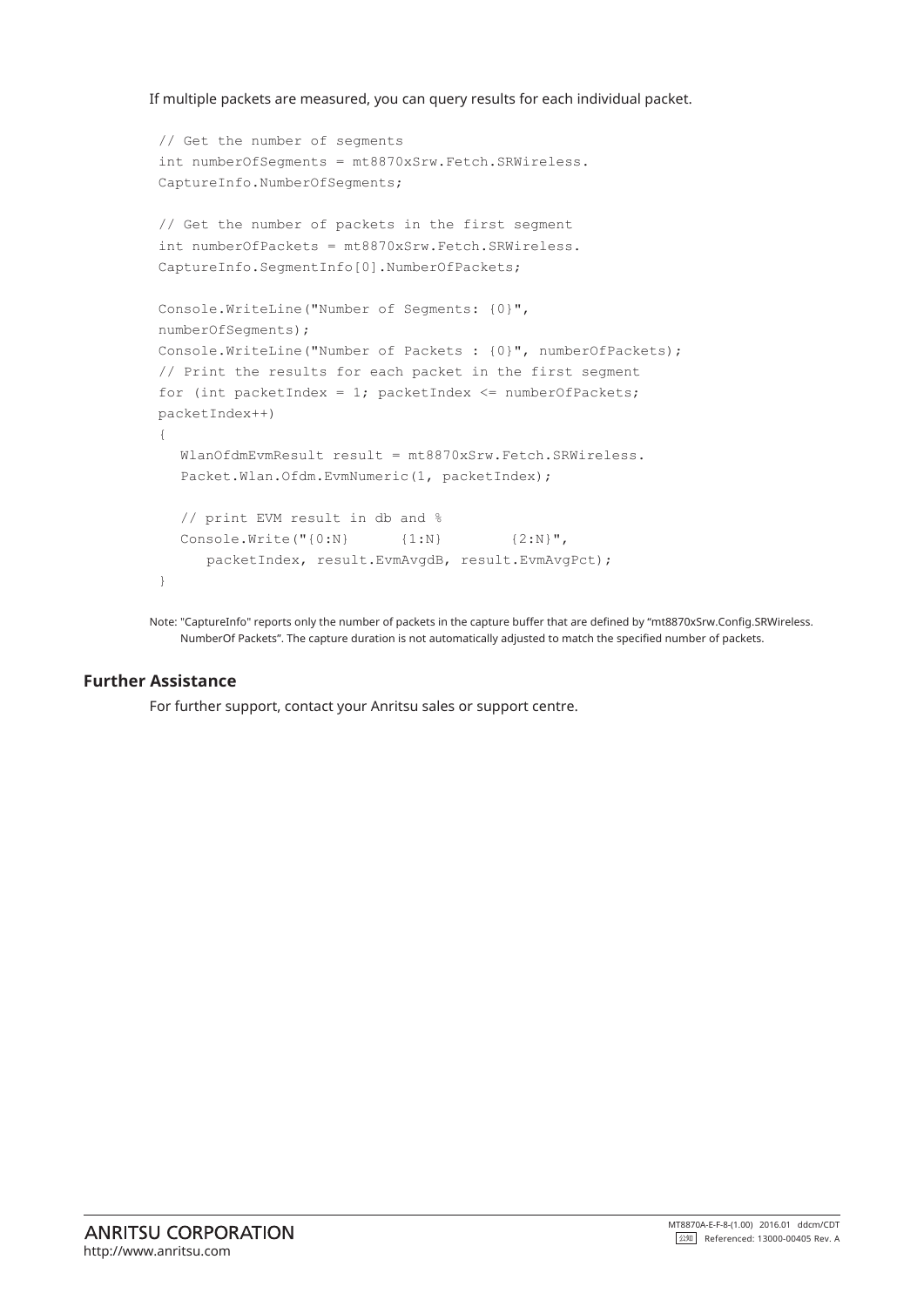If multiple packets are measured, you can query results for each individual packet.

```
// Get the number of segments
int numberOfSegments = mt8870xSrw.Fetch.SRWireless.
CaptureInfo.NumberOfSegments;

// Get the number of packets in the first segment
int numberOfPackets = mt8870xSrw.Fetch.SRWireless.
CaptureInfo.SegmentInfo[0].NumberOfPackets;

Console.WriteLine("Number of Segments: {0}",
numberOfSegments);
Console.WriteLine("Number of Packets : {0}", numberOfPackets);
// Print the results for each packet in the first segment
for (int packetIndex = 1; packetIndex <= numberOfPackets;
packetIndex++)
{
   WlanOfdmEvmResult result = mt8870xSrw.Fetch.SRWireless.
   Packet.Wlan.Ofdm.EvmNumeric(1, packetIndex);

   // print EVM result in db and %
   Console.Write("{0:N}      {1:N}        {2:N}",
      packetIndex, result.EvmAvgdB, result.EvmAvgPct);
}
```

Note: "CaptureInfo" reports only the number of packets in the capture buffer that are defined by "mt8870xSrw.Config.SRWireless. NumberOf Packets". The capture duration is not automatically adjusted to match the specified number of packets.

## Further Assistance

For further support, contact your Anritsu sales or support centre.

ANRITSU CORPORATION
http://www.anritsu.com

MT8870A-E-F-8-(1.00) 2016.01 ddcm/CDT
公知 Referenced: 13000-00405 Rev. A